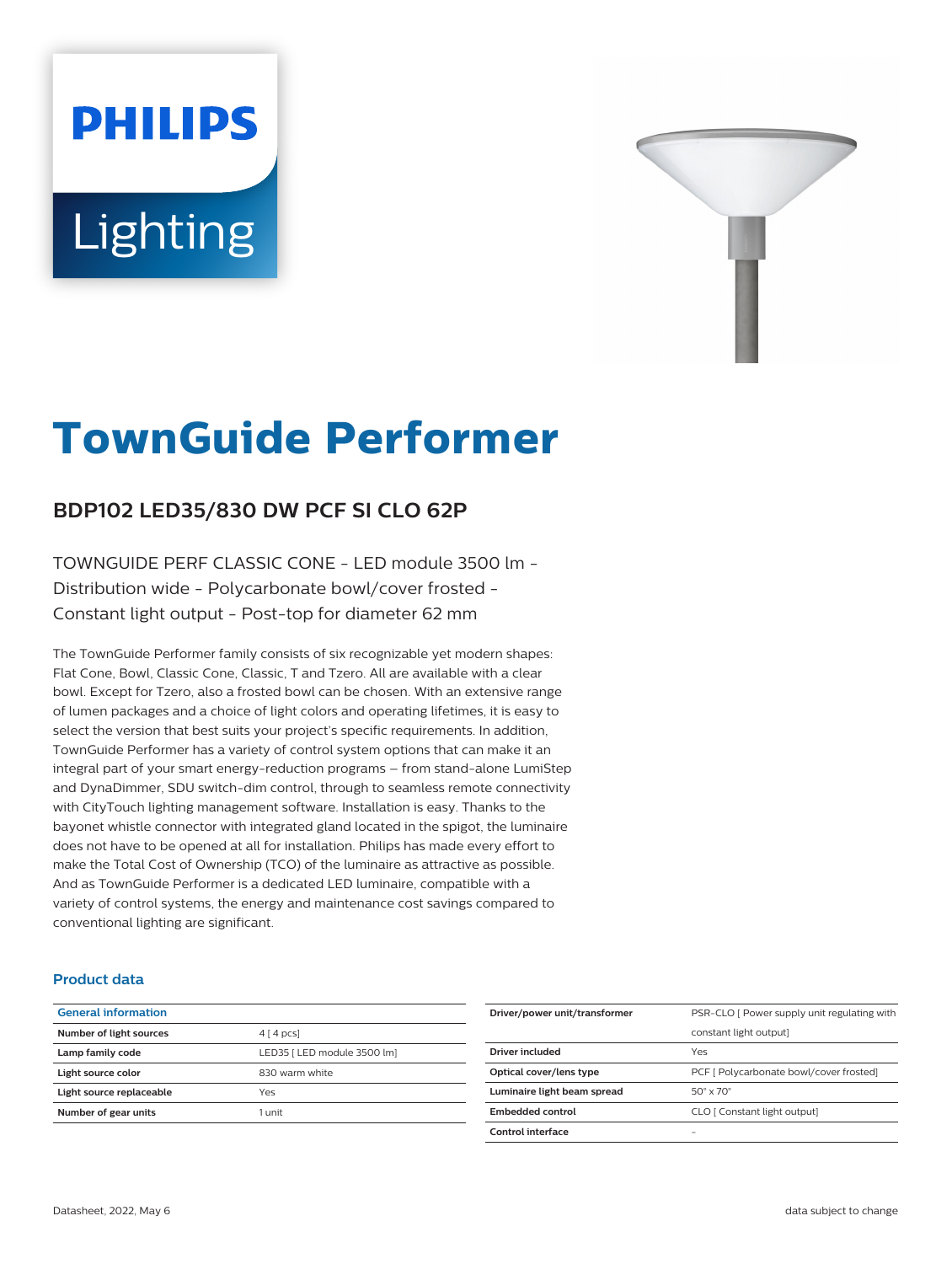PHILIPS

Lighting

# TownGuide Performer

## BDP102 LED35/830 DW PCF SI CLO 62P

TOWNGUIDE PERF CLASSIC CONE - LED module 3500 lm - Distribution wide - Polycarbonate bowl/cover frosted - Constant light output - Post-top for diameter 62 mm

The TownGuide Performer family consists of six recognizable yet modern shapes: Flat Cone, Bowl, Classic Cone, Classic, T and Tzero. All are available with a clear bowl. Except for Tzero, also a frosted bowl can be chosen. With an extensive range of lumen packages and a choice of light colors and operating lifetimes, it is easy to select the version that best suits your project's specific requirements. In addition, TownGuide Performer has a variety of control system options that can make it an integral part of your smart energy-reduction programs – from stand-alone LumiStep and DynaDimmer, SDU switch-dim control, through to seamless remote connectivity with CityTouch lighting management software. Installation is easy. Thanks to the bayonet whistle connector with integrated gland located in the spigot, the luminaire does not have to be opened at all for installation. Philips has made every effort to make the Total Cost of Ownership (TCO) of the luminaire as attractive as possible. And as TownGuide Performer is a dedicated LED luminaire, compatible with a variety of control systems, the energy and maintenance cost savings compared to conventional lighting are significant.

### Product data

| General information | |
|---|---|
| Number of light sources | 4 [ 4 pcs] |
| Lamp family code | LED35 [ LED module 3500 lm] |
| Light source color | 830 warm white |
| Light source replaceable | Yes |
| Number of gear units | 1 unit |

| | |
|---|---|
| Driver/power unit/transformer | PSR-CLO [ Power supply unit regulating with constant light output] |
| Driver included | Yes |
| Optical cover/lens type | PCF [ Polycarbonate bowl/cover frosted] |
| Luminaire light beam spread | 50° x 70° |
| Embedded control | CLO [ Constant light output] |
| Control interface | - |

Datasheet, 2022, May 6 data subject to change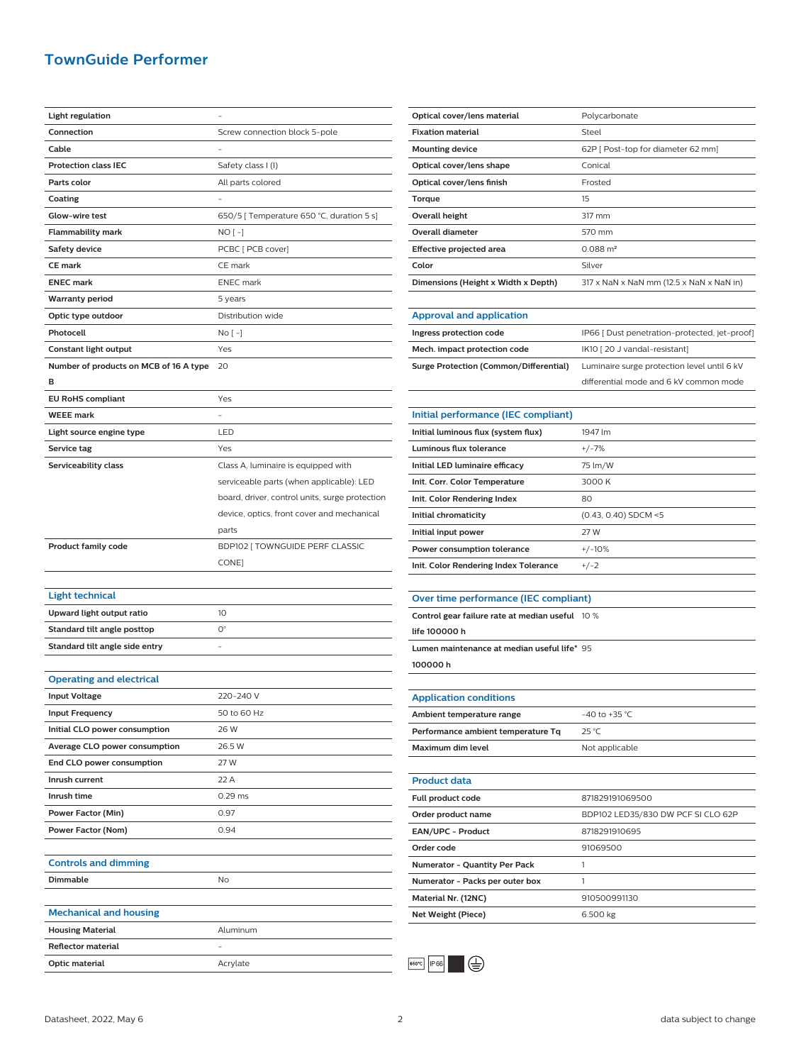# TownGuide Performer

| | |
|---|---|
| **Light regulation** | - |
| **Connection** | Screw connection block 5-pole |
| **Cable** | - |
| **Protection class IEC** | Safety class I (I) |
| **Parts color** | All parts colored |
| **Coating** | - |
| **Glow-wire test** | 650/5 [ Temperature 650 °C, duration 5 s] |
| **Flammability mark** | NO [ -] |
| **Safety device** | PCBC [ PCB cover] |
| **CE mark** | CE mark |
| **ENEC mark** | ENEC mark |
| **Warranty period** | 5 years |
| **Optic type outdoor** | Distribution wide |
| **Photocell** | No [ -] |
| **Constant light output** | Yes |
| **Number of products on MCB of 16 A type B** | 20 |
| **EU RoHS compliant** | Yes |
| **WEEE mark** | - |
| **Light source engine type** | LED |
| **Service tag** | Yes |
| **Serviceability class** | Class A, luminaire is equipped with serviceable parts (when applicable): LED board, driver, control units, surge protection device, optics, front cover and mechanical parts |
| **Product family code** | BDP102 [ TOWNGUIDE PERF CLASSIC CONE] |

## Light technical

| | |
|---|---|
| **Upward light output ratio** | 10 |
| **Standard tilt angle posttop** | 0° |
| **Standard tilt angle side entry** | - |

## Operating and electrical

| | |
|---|---|
| **Input Voltage** | 220-240 V |
| **Input Frequency** | 50 to 60 Hz |
| **Initial CLO power consumption** | 26 W |
| **Average CLO power consumption** | 26.5 W |
| **End CLO power consumption** | 27 W |
| **Inrush current** | 22 A |
| **Inrush time** | 0.29 ms |
| **Power Factor (Min)** | 0.97 |
| **Power Factor (Nom)** | 0.94 |

## Controls and dimming

| | |
|---|---|
| **Dimmable** | No |

## Mechanical and housing

| | |
|---|---|
| **Housing Material** | Aluminum |
| **Reflector material** | - |
| **Optic material** | Acrylate |
| **Optical cover/lens material** | Polycarbonate |
| **Fixation material** | Steel |
| **Mounting device** | 62P [ Post-top for diameter 62 mm] |
| **Optical cover/lens shape** | Conical |
| **Optical cover/lens finish** | Frosted |
| **Torque** | 15 |
| **Overall height** | 317 mm |
| **Overall diameter** | 570 mm |
| **Effective projected area** | 0.088 m² |
| **Color** | Silver |
| **Dimensions (Height x Width x Depth)** | 317 x NaN x NaN mm (12.5 x NaN x NaN in) |

## Approval and application

| | |
|---|---|
| **Ingress protection code** | IP66 [ Dust penetration-protected, jet-proof] |
| **Mech. impact protection code** | IK10 [ 20 J vandal-resistant] |
| **Surge Protection (Common/Differential)** | Luminaire surge protection level until 6 kV differential mode and 6 kV common mode |

## Initial performance (IEC compliant)

| | |
|---|---|
| **Initial luminous flux (system flux)** | 1947 lm |
| **Luminous flux tolerance** | +/-7% |
| **Initial LED luminaire efficacy** | 75 lm/W |
| **Init. Corr. Color Temperature** | 3000 K |
| **Init. Color Rendering Index** | 80 |
| **Initial chromaticity** | (0.43, 0.40) SDCM <5 |
| **Initial input power** | 27 W |
| **Power consumption tolerance** | +/-10% |
| **Init. Color Rendering Index Tolerance** | +/-2 |

## Over time performance (IEC compliant)

| | |
|---|---|
| **Control gear failure rate at median useful life 100000 h** | 10 % |
| **Lumen maintenance at median useful life* 100000 h** | 95 |

## Application conditions

| | |
|---|---|
| **Ambient temperature range** | -40 to +35 °C |
| **Performance ambient temperature Tq** | 25 °C |
| **Maximum dim level** | Not applicable |

## Product data

| | |
|---|---|
| **Full product code** | 871829191069500 |
| **Order product name** | BDP102 LED35/830 DW PCF SI CLO 62P |
| **EAN/UPC - Product** | 8718291910695 |
| **Order code** | 91069500 |
| **Numerator - Quantity Per Pack** | 1 |
| **Numerator - Packs per outer box** | 1 |
| **Material Nr. (12NC)** | 910500991130 |
| **Net Weight (Piece)** | 6.500 kg |

650°C IP66

Datasheet, 2022, May 6 | data subject to change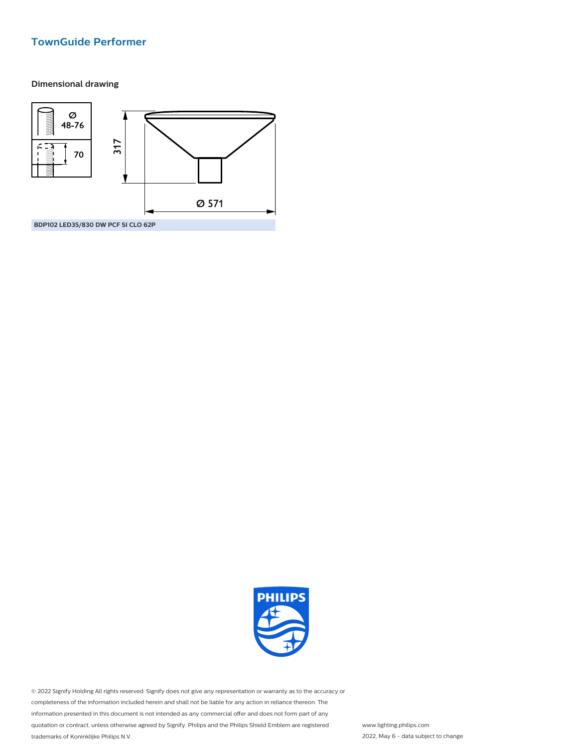## TownGuide Performer

### Dimensional drawing

Ø
48-76

70

317

Ø 571

**BDP102 LED35/830 DW PCF SI CLO 62P**

© 2022 Signify Holding All rights reserved. Signify does not give any representation or warranty as to the accuracy or completeness of the information included herein and shall not be liable for any action in reliance thereon. The information presented in this document is not intended as any commercial offer and does not form part of any quotation or contract, unless otherwise agreed by Signify. Philips and the Philips Shield Emblem are registered trademarks of Koninklijke Philips N.V.

www.lighting.philips.com

2022, May 6 - data subject to change